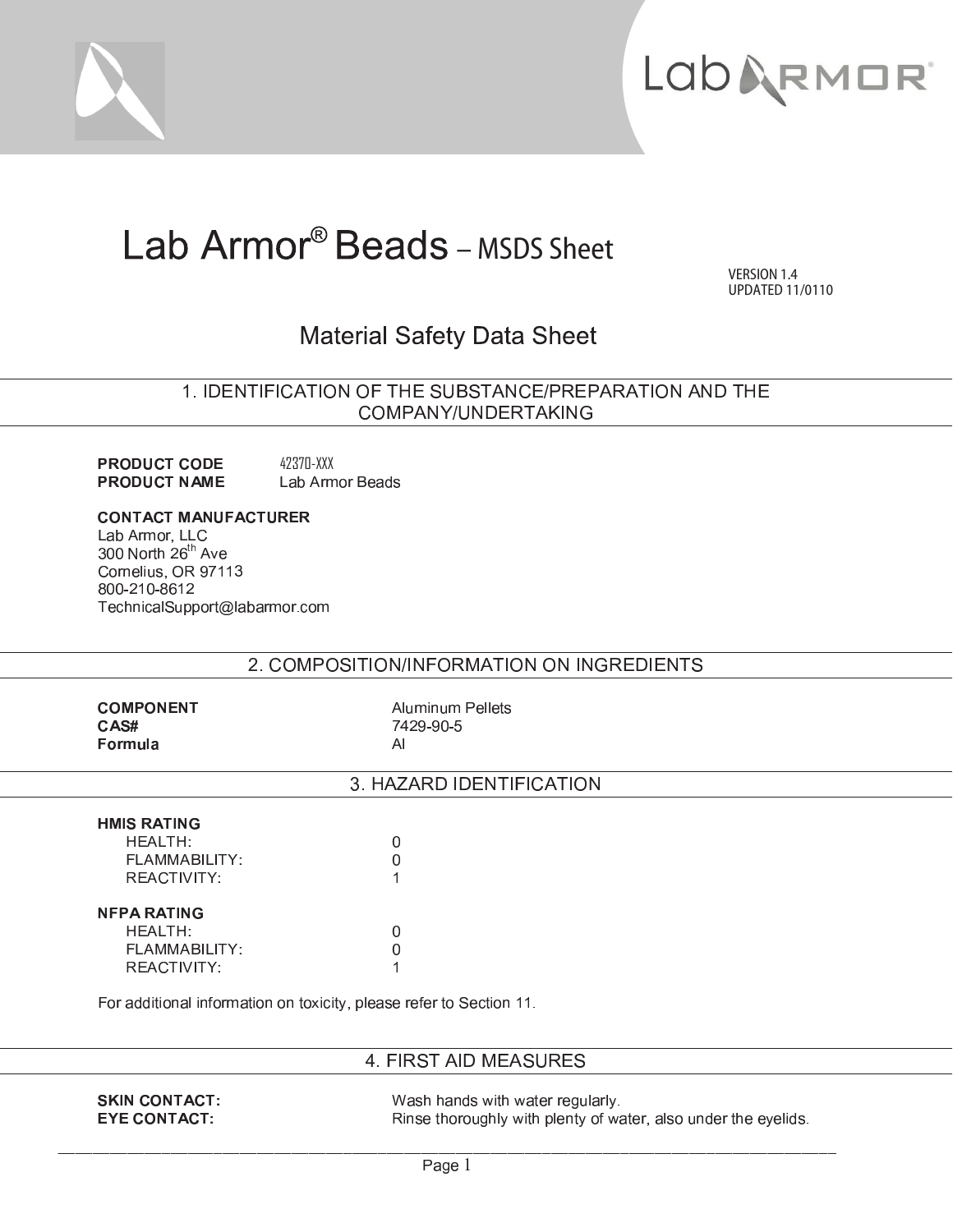# Lab Armor® Beads – MSDS Sheet

VERSION 1.4
UPDATED 11/0110

## Material Safety Data Sheet

## 1. IDENTIFICATION OF THE SUBSTANCE/PREPARATION AND THE COMPANY/UNDERTAKING

**PRODUCT CODE** 42370-XXX
**PRODUCT NAME** Lab Armor Beads

**CONTACT MANUFACTURER**
Lab Armor, LLC
300 North 26th Ave
Cornelius, OR 97113
800-210-8612
TechnicalSupport@labarmor.com

## 2. COMPOSITION/INFORMATION ON INGREDIENTS

| | |
|---|---|
| **COMPONENT** | Aluminum Pellets |
| **CAS#** | 7429-90-5 |
| **Formula** | Al |

## 3. HAZARD IDENTIFICATION

**HMIS RATING**

| | |
|---|---|
| HEALTH: | 0 |
| FLAMMABILITY: | 0 |
| REACTIVITY: | 1 |

**NFPA RATING**

| | |
|---|---|
| HEALTH: | 0 |
| FLAMMABILITY: | 0 |
| REACTIVITY: | 1 |

For additional information on toxicity, please refer to Section 11.

## 4. FIRST AID MEASURES

| | |
|---|---|
| **SKIN CONTACT:** | Wash hands with water regularly. |
| **EYE CONTACT:** | Rinse thoroughly with plenty of water, also under the eyelids. |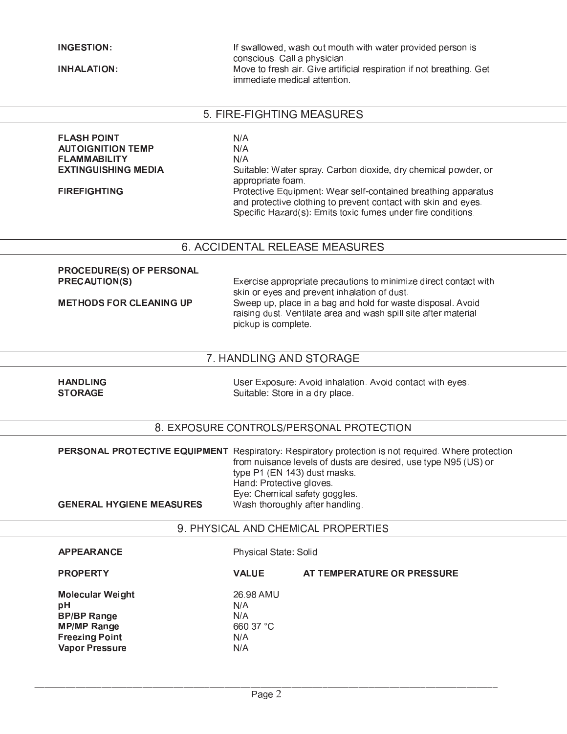| | |
|---|---|
| **INGESTION:** | If swallowed, wash out mouth with water provided person is conscious. Call a physician. |
| **INHALATION:** | Move to fresh air. Give artificial respiration if not breathing. Get immediate medical attention. |

## 5. FIRE-FIGHTING MEASURES

| | |
|---|---|
| **FLASH POINT** | N/A |
| **AUTOIGNITION TEMP** | N/A |
| **FLAMMABILITY** | N/A |
| **EXTINGUISHING MEDIA** | Suitable: Water spray. Carbon dioxide, dry chemical powder, or appropriate foam. |
| **FIREFIGHTING** | Protective Equipment: Wear self-contained breathing apparatus and protective clothing to prevent contact with skin and eyes. Specific Hazard(s): Emits toxic fumes under fire conditions. |

## 6. ACCIDENTAL RELEASE MEASURES

| | |
|---|---|
| **PROCEDURE(S) OF PERSONAL PRECAUTION(S)** | Exercise appropriate precautions to minimize direct contact with skin or eyes and prevent inhalation of dust. |
| **METHODS FOR CLEANING UP** | Sweep up, place in a bag and hold for waste disposal. Avoid raising dust. Ventilate area and wash spill site after material pickup is complete. |

## 7. HANDLING AND STORAGE

| | |
|---|---|
| **HANDLING** | User Exposure: Avoid inhalation. Avoid contact with eyes. |
| **STORAGE** | Suitable: Store in a dry place. |

## 8. EXPOSURE CONTROLS/PERSONAL PROTECTION

| | |
|---|---|
| **PERSONAL PROTECTIVE EQUIPMENT** | Respiratory: Respiratory protection is not required. Where protection from nuisance levels of dusts are desired, use type N95 (US) or type P1 (EN 143) dust masks.<br>Hand: Protective gloves.<br>Eye: Chemical safety goggles. |
| **GENERAL HYGIENE MEASURES** | Wash thoroughly after handling. |

## 9. PHYSICAL AND CHEMICAL PROPERTIES

**APPEARANCE** Physical State: Solid

| PROPERTY | VALUE | AT TEMPERATURE OR PRESSURE |
|---|---|---|
| **Molecular Weight** | 26.98 AMU | |
| **pH** | N/A | |
| **BP/BP Range** | N/A | |
| **MP/MP Range** | 660.37 °C | |
| **Freezing Point** | N/A | |
| **Vapor Pressure** | N/A | |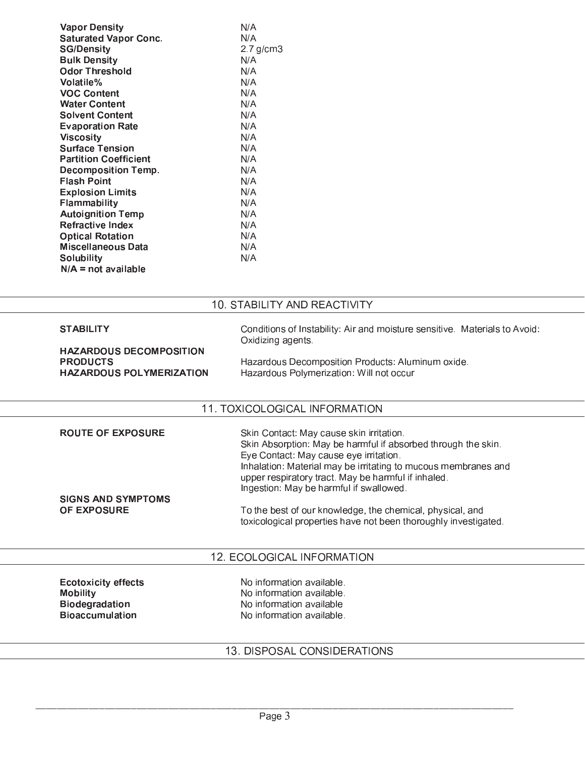| | |
|---|---|
| **Vapor Density** | N/A |
| **Saturated Vapor Conc.** | N/A |
| **SG/Density** | 2.7 g/cm3 |
| **Bulk Density** | N/A |
| **Odor Threshold** | N/A |
| **Volatile%** | N/A |
| **VOC Content** | N/A |
| **Water Content** | N/A |
| **Solvent Content** | N/A |
| **Evaporation Rate** | N/A |
| **Viscosity** | N/A |
| **Surface Tension** | N/A |
| **Partition Coefficient** | N/A |
| **Decomposition Temp.** | N/A |
| **Flash Point** | N/A |
| **Explosion Limits** | N/A |
| **Flammability** | N/A |
| **Autoignition Temp** | N/A |
| **Refractive Index** | N/A |
| **Optical Rotation** | N/A |
| **Miscellaneous Data** | N/A |
| **Solubility** | N/A |

**N/A = not available**

## 10. STABILITY AND REACTIVITY

| | |
|---|---|
| **STABILITY** | Conditions of Instability: Air and moisture sensitive. Materials to Avoid: Oxidizing agents. |
| **HAZARDOUS DECOMPOSITION PRODUCTS** | Hazardous Decomposition Products: Aluminum oxide. |
| **HAZARDOUS POLYMERIZATION** | Hazardous Polymerization: Will not occur |

## 11. TOXICOLOGICAL INFORMATION

**ROUTE OF EXPOSURE**

Skin Contact: May cause skin irritation.
Skin Absorption: May be harmful if absorbed through the skin.
Eye Contact: May cause eye irritation.
Inhalation: Material may be irritating to mucous membranes and upper respiratory tract. May be harmful if inhaled.
Ingestion: May be harmful if swallowed.

**SIGNS AND SYMPTOMS OF EXPOSURE**

To the best of our knowledge, the chemical, physical, and toxicological properties have not been thoroughly investigated.

## 12. ECOLOGICAL INFORMATION

| | |
|---|---|
| **Ecotoxicity effects** | No information available. |
| **Mobility** | No information available. |
| **Biodegradation** | No information available |
| **Bioaccumulation** | No information available. |

## 13. DISPOSAL CONSIDERATIONS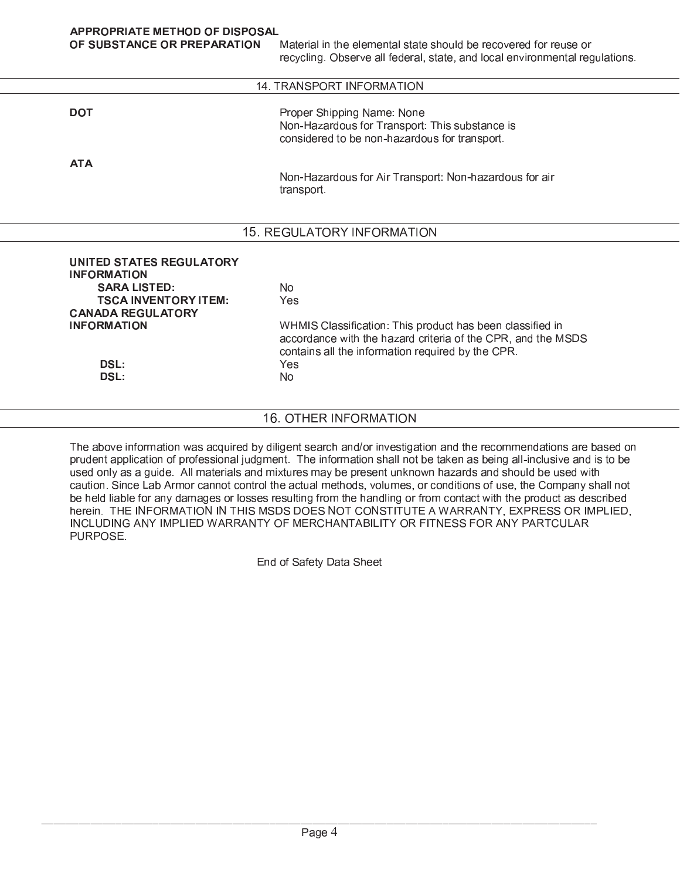**APPROPRIATE METHOD OF DISPOSAL OF SUBSTANCE OR PREPARATION** Material in the elemental state should be recovered for reuse or recycling. Observe all federal, state, and local environmental regulations.

## 14. TRANSPORT INFORMATION

**DOT**

Proper Shipping Name: None
Non-Hazardous for Transport: This substance is considered to be non-hazardous for transport.

**ATA**

Non-Hazardous for Air Transport: Non-hazardous for air transport.

## 15. REGULATORY INFORMATION

**UNITED STATES REGULATORY INFORMATION**

**SARA LISTED:** No

**TSCA INVENTORY ITEM:** Yes

**CANADA REGULATORY INFORMATION**

WHMIS Classification: This product has been classified in accordance with the hazard criteria of the CPR, and the MSDS contains all the information required by the CPR.

**DSL:** Yes

**DSL:** No

## 16. OTHER INFORMATION

The above information was acquired by diligent search and/or investigation and the recommendations are based on prudent application of professional judgment. The information shall not be taken as being all-inclusive and is to be used only as a guide. All materials and mixtures may be present unknown hazards and should be used with caution. Since Lab Armor cannot control the actual methods, volumes, or conditions of use, the Company shall not be held liable for any damages or losses resulting from the handling or from contact with the product as described herein. THE INFORMATION IN THIS MSDS DOES NOT CONSTITUTE A WARRANTY, EXPRESS OR IMPLIED, INCLUDING ANY IMPLIED WARRANTY OF MERCHANTABILITY OR FITNESS FOR ANY PARTCULAR PURPOSE.

End of Safety Data Sheet